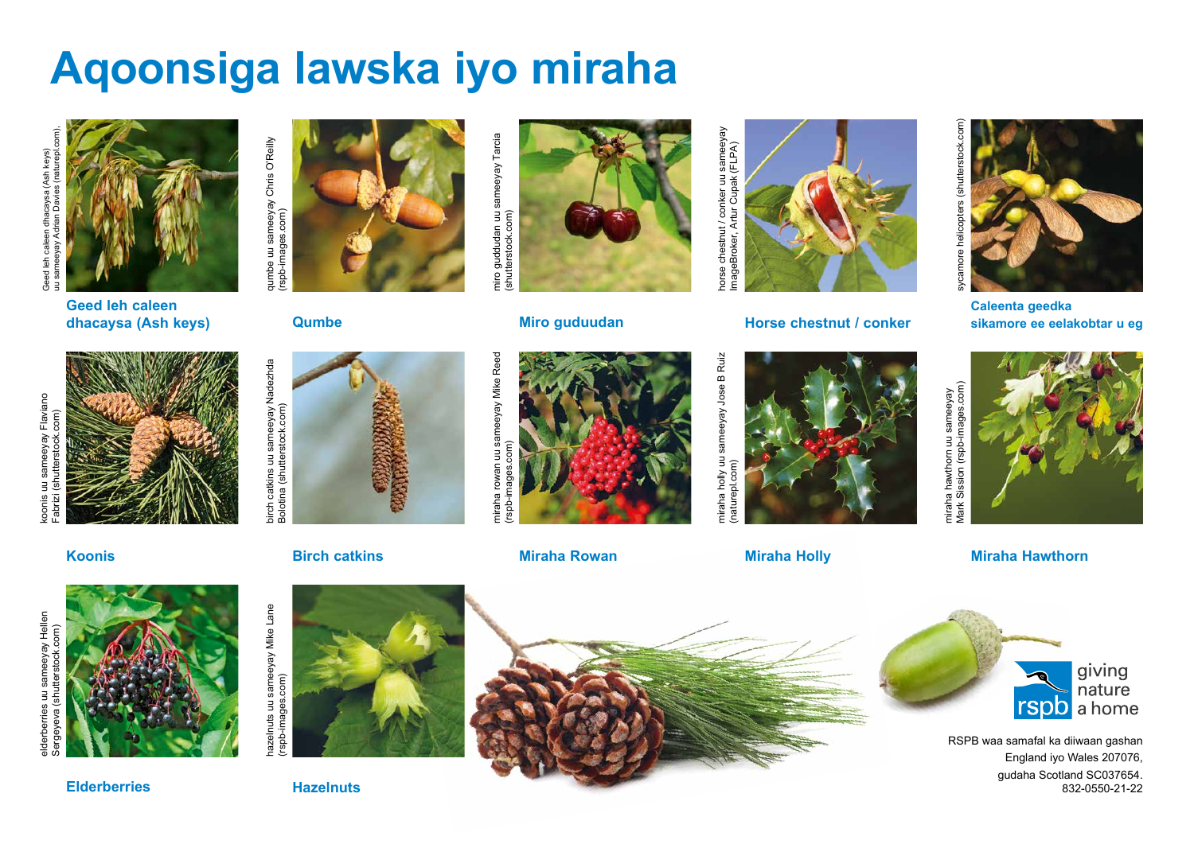# Aqoonsiga lawska iyo miraha

Geed leh caleen dhacaysa (Ash keys) uu sameeyay Adrian Davies (naturepl.com),

**Geed leh caleen dhacaysa (Ash keys)**

qumbe uu sameeyay Chris O'Reilly (rspb-images.com)

**Qumbe**

miro guduudan uu sameeyay Tarcia (shutterstock.com)

**Miro guduudan**

horse chestnut / conker uu sameeyay ImageBroker, Artur Cupak (FLPA)

**Horse chestnut / conker**

sycamore helicopters (shutterstock.com)

**Caleenta geedka sikamore ee eelakobtar u eg**

koonis uu sameeyay Flaviano Fabrizi (shutterstock.com)

**Koonis**

birch catkins uu sameeyay Nadezhda Bolotina (shutterstock.com)

**Birch catkins**

miraha rowan uu sameeyay Mike Reed (rspb-images.com)

**Miraha Rowan**

miraha holly uu sameeyay Jose B Ruiz (naturepl.com)

**Miraha Holly**

miraha hawthorn uu sameeyay Mark Sission (rspb-images.com)

**Miraha Hawthorn**

elderberries uu sameeyay Hellen Sergeyeva (shutterstock.com)

**Elderberries**

hazelnuts uu sameeyay Mike Lane (rspb-images.com)

**Hazelnuts**

rspb giving nature a home

RSPB waa samafal ka diiwaan gashan England iyo Wales 207076, gudaha Scotland SC037654.
832-0550-21-22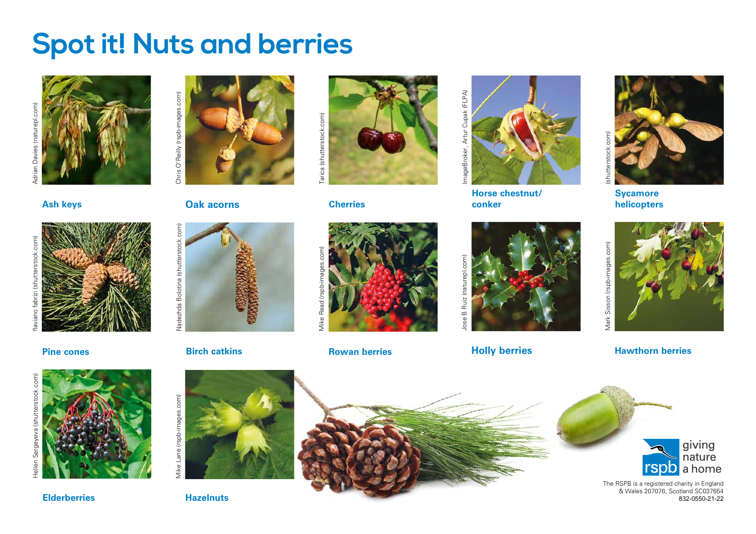# Spot it! Nuts and berries

Adrian Davies (naturepl.com)

**Ash keys**

Chris O'Reilly (rspb-images.com)

**Oak acorns**

Tarica (shutterstock.com)

**Cherries**

ImageBroker, Artur Cupak (FLPA)

**Horse chestnut/ conker**

(shutterstock.com)

**Sycamore helicopters**

flaviano fabrizi (shutterstock.com)

**Pine cones**

Nadezhda Bolotina (shutterstock.com)

**Birch catkins**

Mike Read (rspb-images.com)

**Rowan berries**

Jose B Ruiz (naturepl.com)

**Holly berries**

Mark Sisson (rspb-images.com)

**Hawthorn berries**

Hellen Sergeyeva (shutterstock.com)

**Elderberries**

Mike Lane (rspb-images.com)

**Hazelnuts**

rspb giving nature a home

The RSPB is a registered charity in England & Wales 207076, Scotland SC037654

832-0550-21-22